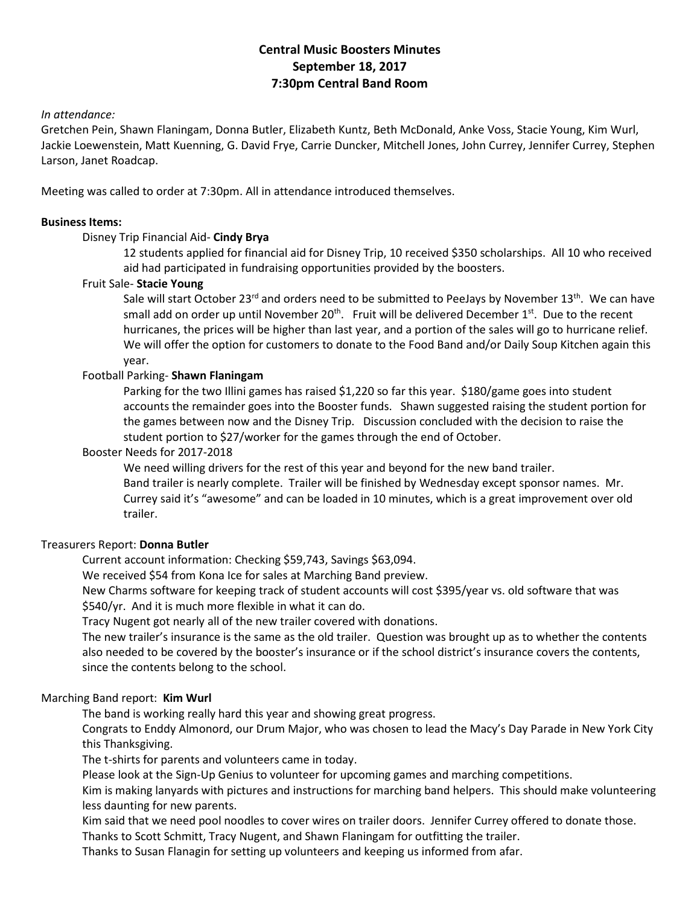# Central Music Boosters Minutes
## September 18, 2017
## 7:30pm Central Band Room

*In attendance:*
Gretchen Pein, Shawn Flaningam, Donna Butler, Elizabeth Kuntz, Beth McDonald, Anke Voss, Stacie Young, Kim Wurl, Jackie Loewenstein, Matt Kuenning, G. David Frye, Carrie Duncker, Mitchell Jones, John Currey, Jennifer Currey, Stephen Larson, Janet Roadcap.

Meeting was called to order at 7:30pm. All in attendance introduced themselves.

**Business Items:**

Disney Trip Financial Aid- **Cindy Brya**

12 students applied for financial aid for Disney Trip, 10 received $350 scholarships. All 10 who received aid had participated in fundraising opportunities provided by the boosters.

Fruit Sale- **Stacie Young**

Sale will start October 23rd and orders need to be submitted to PeeJays by November 13th. We can have small add on order up until November 20th. Fruit will be delivered December 1st. Due to the recent hurricanes, the prices will be higher than last year, and a portion of the sales will go to hurricane relief. We will offer the option for customers to donate to the Food Band and/or Daily Soup Kitchen again this year.

Football Parking- **Shawn Flaningam**

Parking for the two Illingam games has raised $1,220 so far this year. $180/game goes into student accounts the remainder goes into the Booster funds. Shawn suggested raising the student portion for the games between now and the Disney Trip. Discussion concluded with the decision to raise the student portion to $27/worker for the games through the end of October.

Booster Needs for 2017-2018

We need willing drivers for the rest of this year and beyond for the new band trailer.
Band trailer is nearly complete. Trailer will be finished by Wednesday except sponsor names. Mr. Currey said it's "awesome" and can be loaded in 10 minutes, which is a great improvement over old trailer.

Treasurers Report: **Donna Butler**

Current account information: Checking $59,743, Savings $63,094.
We received $54 from Kona Ice for sales at Marching Band preview.
New Charms software for keeping track of student accounts will cost $395/year vs. old software that was $540/yr. And it is much more flexible in what it can do.
Tracy Nugent got nearly all of the new trailer covered with donations.
The new trailer's insurance is the same as the old trailer. Question was brought up as to whether the contents also needed to be covered by the booster's insurance or if the school district's insurance covers the contents, since the contents belong to the school.

Marching Band report: **Kim Wurl**

The band is working really hard this year and showing great progress.
Congrats to Enddy Almonord, our Drum Major, who was chosen to lead the Macy's Day Parade in New York City this Thanksgiving.
The t-shirts for parents and volunteers came in today.
Please look at the Sign-Up Genius to volunteer for upcoming games and marching competitions.
Kim is making lanyards with pictures and instructions for marching band helpers. This should make volunteering less daunting for new parents.
Kim said that we need pool noodles to cover wires on trailer doors. Jennifer Currey offered to donate those.
Thanks to Scott Schmitt, Tracy Nugent, and Shawn Flaningam for outfitting the trailer.
Thanks to Susan Flanagin for setting up volunteers and keeping us informed from afar.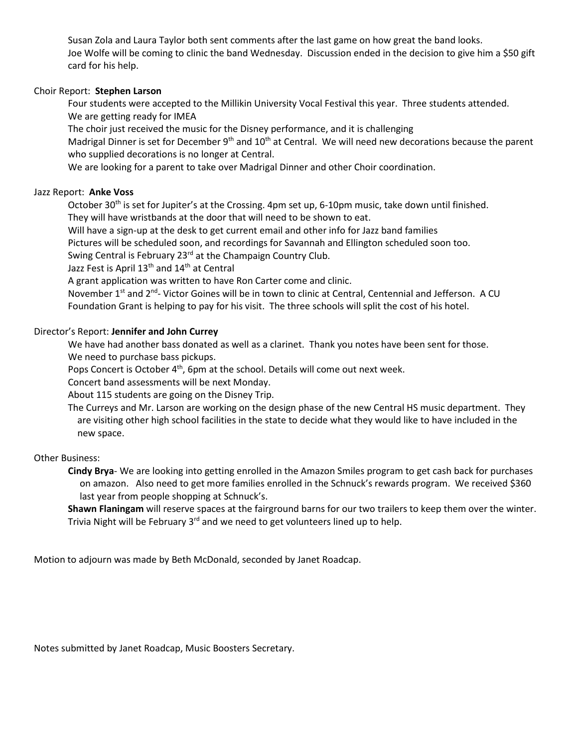Susan Zola and Laura Taylor both sent comments after the last game on how great the band looks.
Joe Wolfe will be coming to clinic the band Wednesday. Discussion ended in the decision to give him a $50 gift card for his help.

Choir Report: **Stephen Larson**

Four students were accepted to the Millikin University Vocal Festival this year. Three students attended.
We are getting ready for IMEA
The choir just received the music for the Disney performance, and it is challenging
Madrigal Dinner is set for December 9th and 10th at Central. We will need new decorations because the parent who supplied decorations is no longer at Central.
We are looking for a parent to take over Madrigal Dinner and other Choir coordination.

Jazz Report: **Anke Voss**

October 30th is set for Jupiter's at the Crossing. 4pm set up, 6-10pm music, take down until finished.
They will have wristbands at the door that will need to be shown to eat.
Will have a sign-up at the desk to get current email and other info for Jazz band families
Pictures will be scheduled soon, and recordings for Savannah and Ellington scheduled soon too.
Swing Central is February 23rd at the Champaign Country Club.
Jazz Fest is April 13th and 14th at Central
A grant application was written to have Ron Carter come and clinic.
November 1st and 2nd- Victor Goines will be in town to clinic at Central, Centennial and Jefferson. A CU Foundation Grant is helping to pay for his visit. The three schools will split the cost of his hotel.

Director's Report: **Jennifer and John Currey**

We have had another bass donated as well as a clarinet. Thank you notes have been sent for those.
We need to purchase bass pickups.
Pops Concert is October 4th, 6pm at the school. Details will come out next week.
Concert band assessments will be next Monday.
About 115 students are going on the Disney Trip.
The Curreys and Mr. Larson are working on the design phase of the new Central HS music department. They are visiting other high school facilities in the state to decide what they would like to have included in the new space.

Other Business:

**Cindy Brya**- We are looking into getting enrolled in the Amazon Smiles program to get cash back for purchases on amazon. Also need to get more families enrolled in the Schnuck's rewards program. We received $360 last year from people shopping at Schnuck's.
**Shawn Flaningam** will reserve spaces at the fairground barns for our two trailers to keep them over the winter.
Trivia Night will be February 3rd and we need to get volunteers lined up to help.

Motion to adjourn was made by Beth McDonald, seconded by Janet Roadcap.

Notes submitted by Janet Roadcap, Music Boosters Secretary.